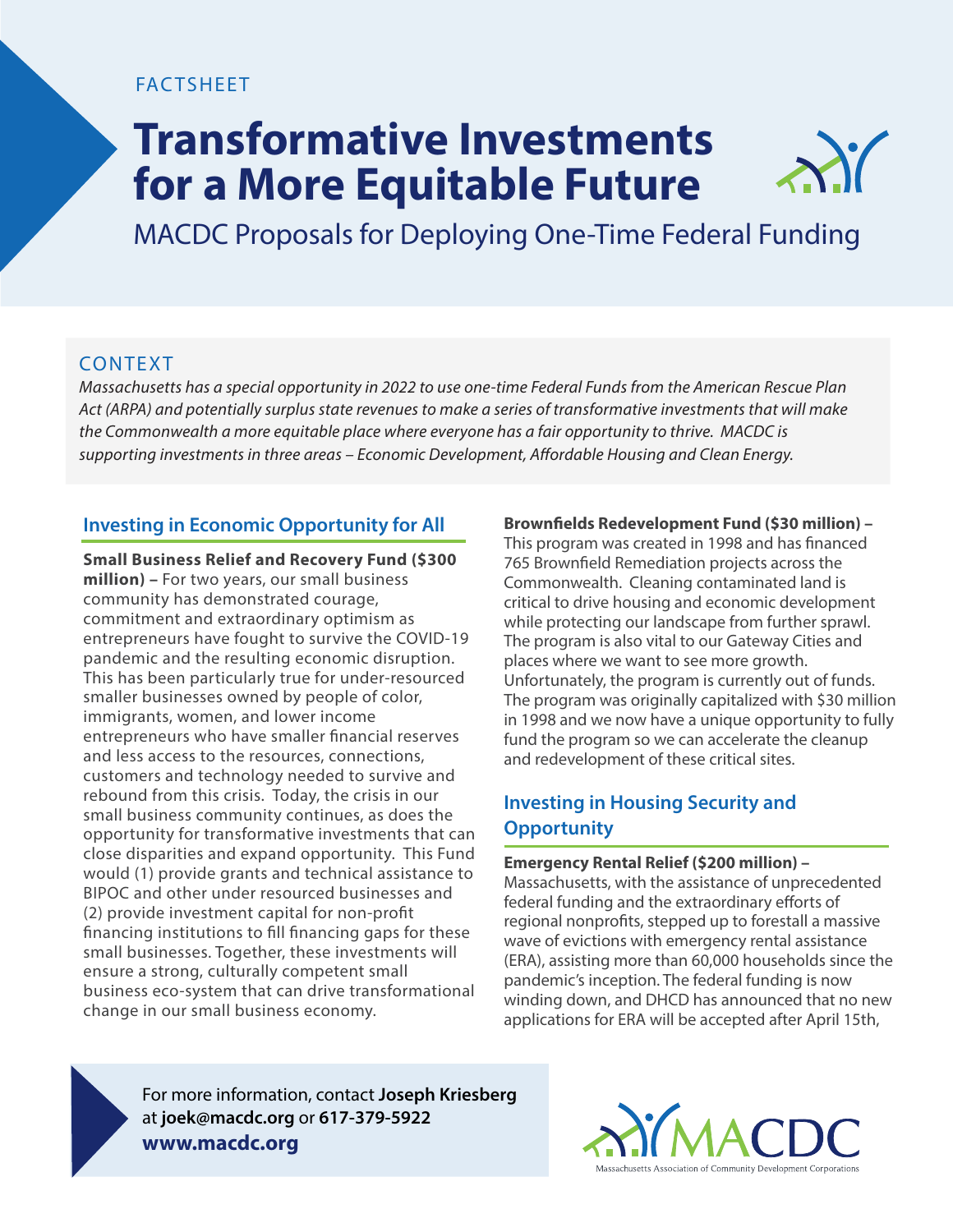FACTSHEET

# Transformative Investments for a More Equitable Future

MACDC Proposals for Deploying One-Time Federal Funding

## CONTEXT

*Massachusetts has a special opportunity in 2022 to use one-time Federal Funds from the American Rescue Plan Act (ARPA) and potentially surplus state revenues to make a series of transformative investments that will make the Commonwealth a more equitable place where everyone has a fair opportunity to thrive. MACDC is supporting investments in three areas – Economic Development, Affordable Housing and Clean Energy.*

## Investing in Economic Opportunity for All

**Small Business Relief and Recovery Fund ($300 million) –** For two years, our small business community has demonstrated courage, commitment and extraordinary optimism as entrepreneurs have fought to survive the COVID-19 pandemic and the resulting economic disruption. This has been particularly true for under-resourced smaller businesses owned by people of color, immigrants, women, and lower income entrepreneurs who have smaller financial reserves and less access to the resources, connections, customers and technology needed to survive and rebound from this crisis. Today, the crisis in our small business community continues, as does the opportunity for transformative investments that can close disparities and expand opportunity. This Fund would (1) provide grants and technical assistance to BIPOC and other under resourced businesses and (2) provide investment capital for non-profit financing institutions to fill financing gaps for these small businesses. Together, these investments will ensure a strong, culturally competent small business eco-system that can drive transformational change in our small business economy.

**Brownfields Redevelopment Fund ($30 million) –** This program was created in 1998 and has financed 765 Brownfield Remediation projects across the Commonwealth. Cleaning contaminated land is critical to drive housing and economic development while protecting our landscape from further sprawl. The program is also vital to our Gateway Cities and places where we want to see more growth. Unfortunately, the program is currently out of funds. The program was originally capitalized with $30 million in 1998 and we now have a unique opportunity to fully fund the program so we can accelerate the cleanup and redevelopment of these critical sites.

## Investing in Housing Security and Opportunity

**Emergency Rental Relief ($200 million) –** Massachusetts, with the assistance of unprecedented federal funding and the extraordinary efforts of regional nonprofits, stepped up to forestall a massive wave of evictions with emergency rental assistance (ERA), assisting more than 60,000 households since the pandemic's inception. The federal funding is now winding down, and DHCD has announced that no new applications for ERA will be accepted after April 15th,

For more information, contact **Joseph Kriesberg** at **joek@macdc.org** or **617-379-5922**
**www.macdc.org**

MACDC
Massachusetts Association of Community Development Corporations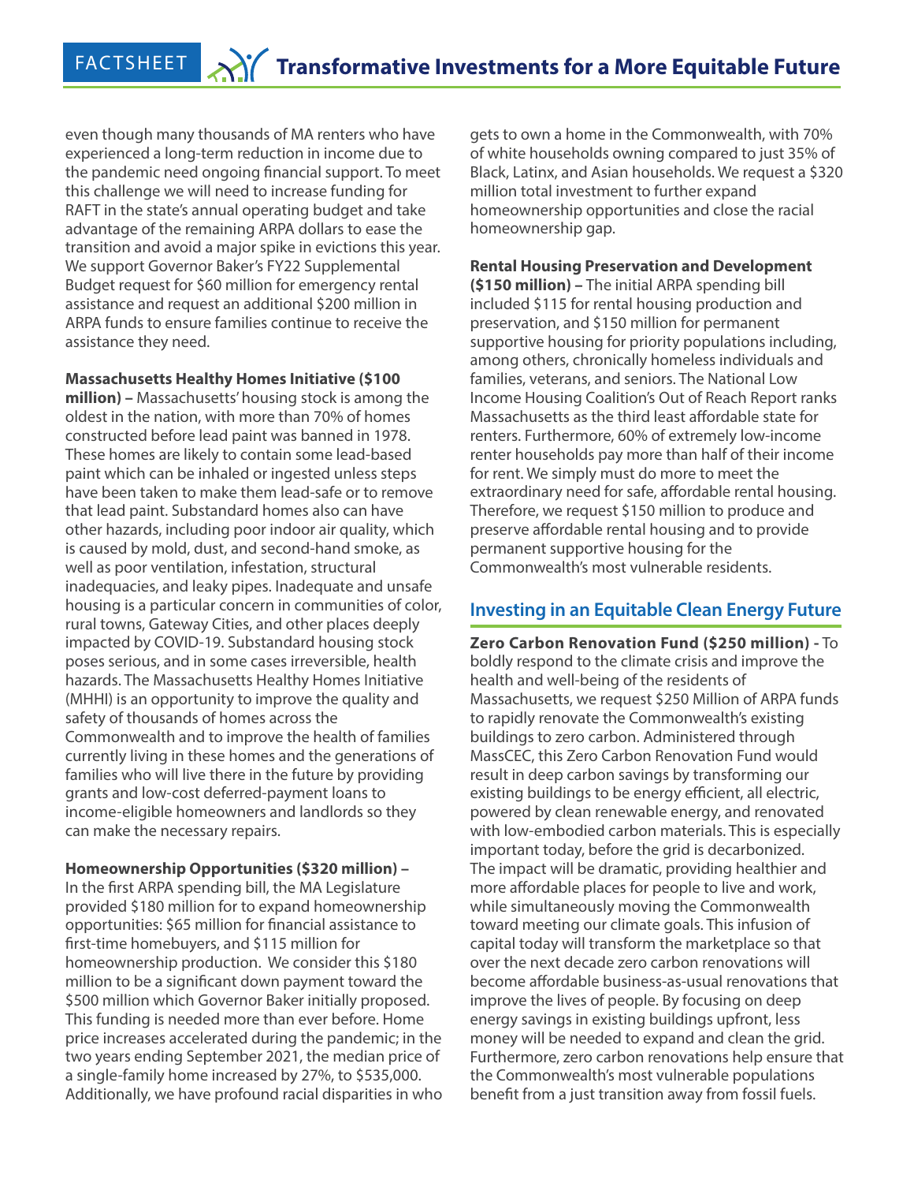even though many thousands of MA renters who have experienced a long-term reduction in income due to the pandemic need ongoing financial support. To meet this challenge we will need to increase funding for RAFT in the state's annual operating budget and take advantage of the remaining ARPA dollars to ease the transition and avoid a major spike in evictions this year. We support Governor Baker's FY22 Supplemental Budget request for $60 million for emergency rental assistance and request an additional $200 million in ARPA funds to ensure families continue to receive the assistance they need.

**Massachusetts Healthy Homes Initiative ($100 million) –** Massachusetts' housing stock is among the oldest in the nation, with more than 70% of homes constructed before lead paint was banned in 1978. These homes are likely to contain some lead-based paint which can be inhaled or ingested unless steps have been taken to make them lead-safe or to remove that lead paint. Substandard homes also can have other hazards, including poor indoor air quality, which is caused by mold, dust, and second-hand smoke, as well as poor ventilation, infestation, structural inadequacies, and leaky pipes. Inadequate and unsafe housing is a particular concern in communities of color, rural towns, Gateway Cities, and other places deeply impacted by COVID-19. Substandard housing stock poses serious, and in some cases irreversible, health hazards. The Massachusetts Healthy Homes Initiative (MHHI) is an opportunity to improve the quality and safety of thousands of homes across the Commonwealth and to improve the health of families currently living in these homes and the generations of families who will live there in the future by providing grants and low-cost deferred-payment loans to income-eligible homeowners and landlords so they can make the necessary repairs.

**Homeownership Opportunities ($320 million) –** In the first ARPA spending bill, the MA Legislature provided $180 million for to expand homeownership opportunities: $65 million for financial assistance to first-time homebuyers, and $115 million for homeownership production. We consider this $180 million to be a significant down payment toward the $500 million which Governor Baker initially proposed. This funding is needed more than ever before. Home price increases accelerated during the pandemic; in the two years ending September 2021, the median price of a single-family home increased by 27%, to $535,000. Additionally, we have profound racial disparities in who gets to own a home in the Commonwealth, with 70% of white households owning compared to just 35% of Black, Latinx, and Asian households. We request a $320 million total investment to further expand homeownership opportunities and close the racial homeownership gap.

**Rental Housing Preservation and Development ($150 million) –** The initial ARPA spending bill included $115 for rental housing production and preservation, and $150 million for permanent supportive housing for priority populations including, among others, chronically homeless individuals and families, veterans, and seniors. The National Low Income Housing Coalition's Out of Reach Report ranks Massachusetts as the third least affordable state for renters. Furthermore, 60% of extremely low-income renter households pay more than half of their income for rent. We simply must do more to meet the extraordinary need for safe, affordable rental housing. Therefore, we request $150 million to produce and preserve affordable rental housing and to provide permanent supportive housing for the Commonwealth's most vulnerable residents.

## Investing in an Equitable Clean Energy Future

**Zero Carbon Renovation Fund ($250 million) -** To boldly respond to the climate crisis and improve the health and well-being of the residents of Massachusetts, we request $250 Million of ARPA funds to rapidly renovate the Commonwealth's existing buildings to zero carbon. Administered through MassCEC, this Zero Carbon Renovation Fund would result in deep carbon savings by transforming our existing buildings to be energy efficient, all electric, powered by clean renewable energy, and renovated with low-embodied carbon materials. This is especially important today, before the grid is decarbonized. The impact will be dramatic, providing healthier and more affordable places for people to live and work, while simultaneously moving the Commonwealth toward meeting our climate goals. This infusion of capital today will transform the marketplace so that over the next decade zero carbon renovations will become affordable business-as-usual renovations that improve the lives of people. By focusing on deep energy savings in existing buildings upfront, less money will be needed to expand and clean the grid. Furthermore, zero carbon renovations help ensure that the Commonwealth's most vulnerable populations benefit from a just transition away from fossil fuels.